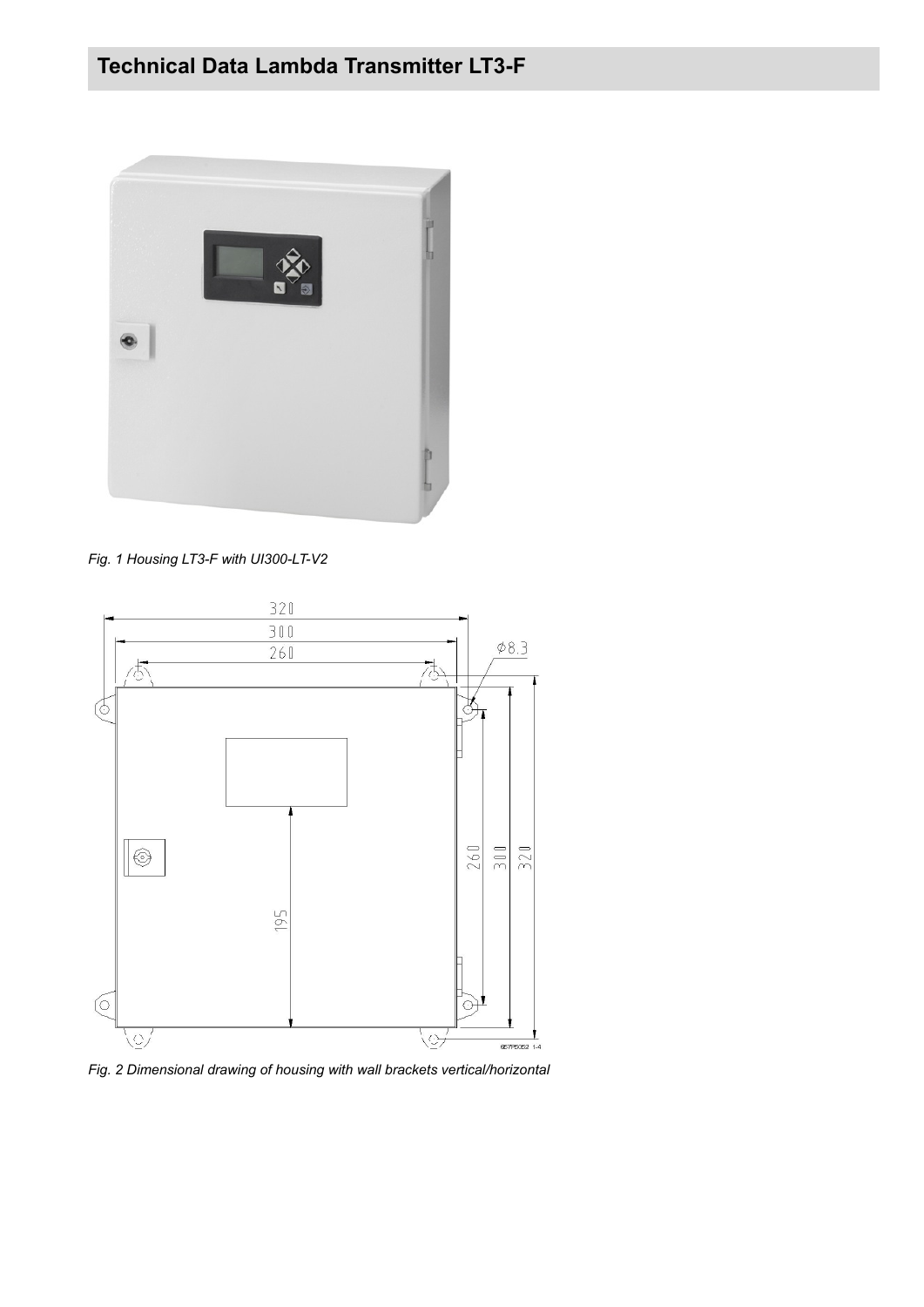# Technical Data Lambda Transmitter LT3-F

*Fig. 1 Housing LT3-F with UI300-LT-V2*

320
300
260
Ø8.3
195
260
300
320
857P5052 1-4

*Fig. 2 Dimensional drawing of housing with wall brackets vertical/horizontal*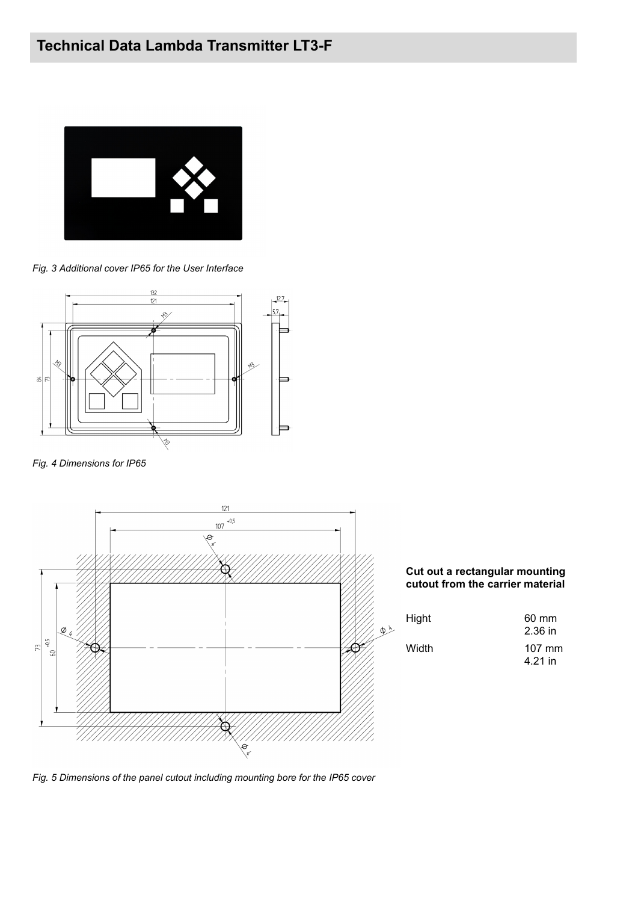## Technical Data Lambda Transmitter LT3-F

*Fig. 3 Additional cover IP65 for the User Interface*

132
121
12,7
5,7
M3
M3
M3
M3
84
73

*Fig. 4 Dimensions for IP65*

121
107 +0,5
Ø 4
Ø 4
Ø 4
Ø 4
73
60 +0,5

**Cut out a rectangular mounting cutout from the carrier material**

| | |
|---|---|
| Hight | 60 mm<br>2.36 in |
| Width | 107 mm<br>4.21 in |

*Fig. 5 Dimensions of the panel cutout including mounting bore for the IP65 cover*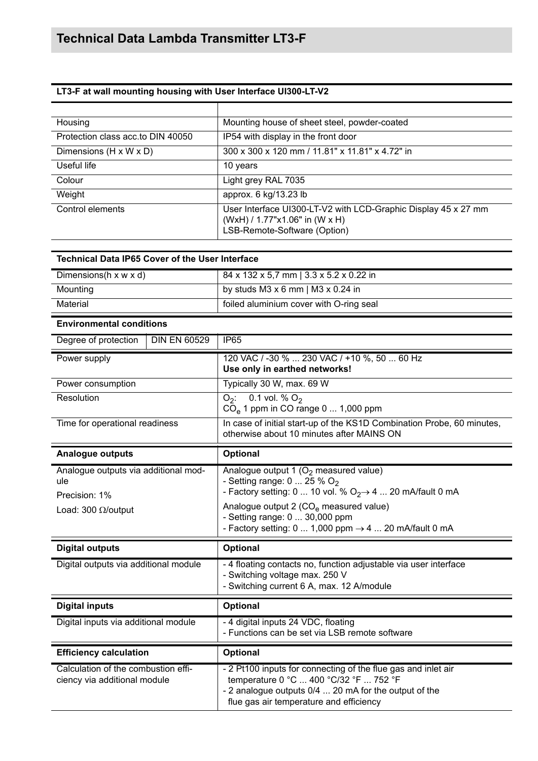# Technical Data Lambda Transmitter LT3-F

| LT3-F at wall mounting housing with User Interface UI300-LT-V2 | |
|---|---|
| | |
| Housing | Mounting house of sheet steel, powder-coated |
| Protection class acc.to DIN 40050 | IP54 with display in the front door |
| Dimensions (H x W x D) | 300 x 300 x 120 mm / 11.81" x 11.81" x 4.72" in |
| Useful life | 10 years |
| Colour | Light grey RAL 7035 |
| Weight | approx. 6 kg/13.23 lb |
| Control elements | User Interface UI300-LT-V2 with LCD-Graphic Display 45 x 27 mm (WxH) / 1.77"x1.06" in (W x H)<br>LSB-Remote-Software (Option) |

| Technical Data IP65 Cover of the User Interface | | |
|---|---|---|
| Dimensions(h x w x d) | | 84 x 132 x 5,7 mm \| 3.3 x 5.2 x 0.22 in |
| Mounting | | by studs M3 x 6 mm \| M3 x 0.24 in |
| Material | | foiled aluminium cover with O-ring seal |
| **Environmental conditions** | | |
| Degree of protection | DIN EN 60529 | IP65 |

| | |
|---|---|
| Power supply | 120 VAC / -30 % ... 230 VAC / +10 %, 50 ... 60 Hz<br>**Use only in earthed networks!** |
| Power consumption | Typically 30 W, max. 69 W |
| Resolution | $O_2$: 0.1 vol. % $O_2$<br>$CO_e$ 1 ppm in CO range 0 ... 1,000 ppm |
| Time for operational readiness | In case of initial start-up of the KS1D Combination Probe, 60 minutes, otherwise about 10 minutes after MAINS ON |

| Analogue outputs | Optional |
|---|---|
| Analogue outputs via additional module<br>Precision: 1%<br>Load: 300 Ω/output | Analogue output 1 ($O_2$ measured value)<br>- Setting range: 0 ... 25 % $O_2$<br>- Factory setting: 0 ... 10 vol. % $O_2 \rightarrow$ 4 ... 20 mA/fault 0 mA<br>Analogue output 2 ($CO_e$ measured value)<br>- Setting range: 0 ... 30,000 ppm<br>- Factory setting: 0 ... 1,000 ppm $\rightarrow$ 4 ... 20 mA/fault 0 mA |

| Digital outputs | Optional |
|---|---|
| Digital outputs via additional module | - 4 floating contacts no, function adjustable via user interface<br>- Switching voltage max. 250 V<br>- Switching current 6 A, max. 12 A/module |

| Digital inputs | Optional |
|---|---|
| Digital inputs via additional module | - 4 digital inputs 24 VDC, floating<br>- Functions can be set via LSB remote software |

| Efficiency calculation | Optional |
|---|---|
| Calculation of the combustion efficiency via additional module | - 2 Pt100 inputs for connecting of the flue gas and inlet air temperature 0 °C ... 400 °C/32 °F ... 752 °F<br>- 2 analogue outputs 0/4 ... 20 mA for the output of the flue gas air temperature and efficiency |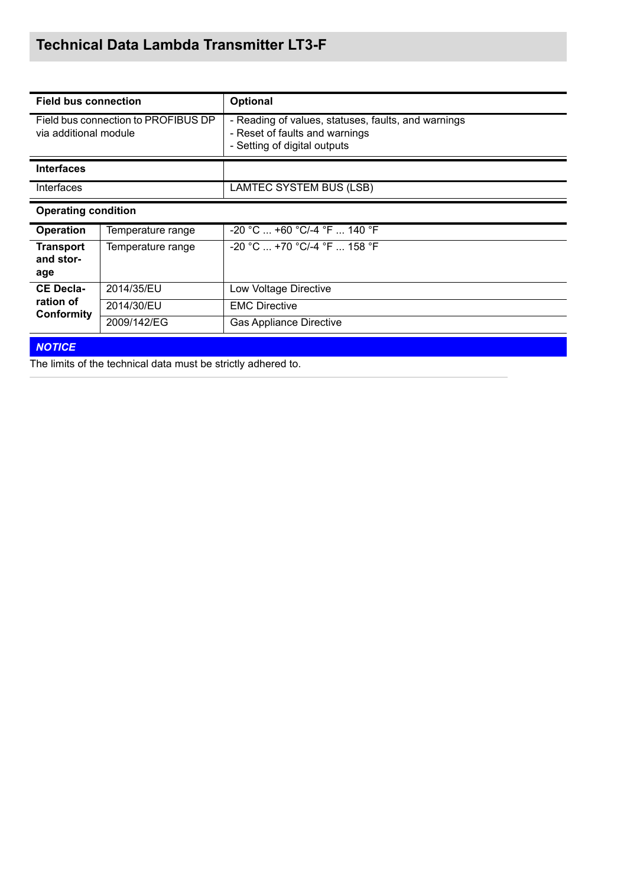# Technical Data Lambda Transmitter LT3-F

| Field bus connection | Optional |
|---|---|
| Field bus connection to PROFIBUS DP via additional module | - Reading of values, statuses, faults, and warnings<br>- Reset of faults and warnings<br>- Setting of digital outputs |

| Interfaces | |
|---|---|
| Interfaces | LAMTEC SYSTEM BUS (LSB) |

**Operating condition**

| | | |
|---|---|---|
| **Operation** | Temperature range | -20 °C ... +60 °C/-4 °F ... 140 °F |
| **Transport and storage** | Temperature range | -20 °C ... +70 °C/-4 °F ... 158 °F |
| **CE Declaration of Conformity** | 2014/35/EU | Low Voltage Directive |
| | 2014/30/EU | EMC Directive |
| | 2009/142/EG | Gas Appliance Directive |

***NOTICE***

The limits of the technical data must be strictly adhered to.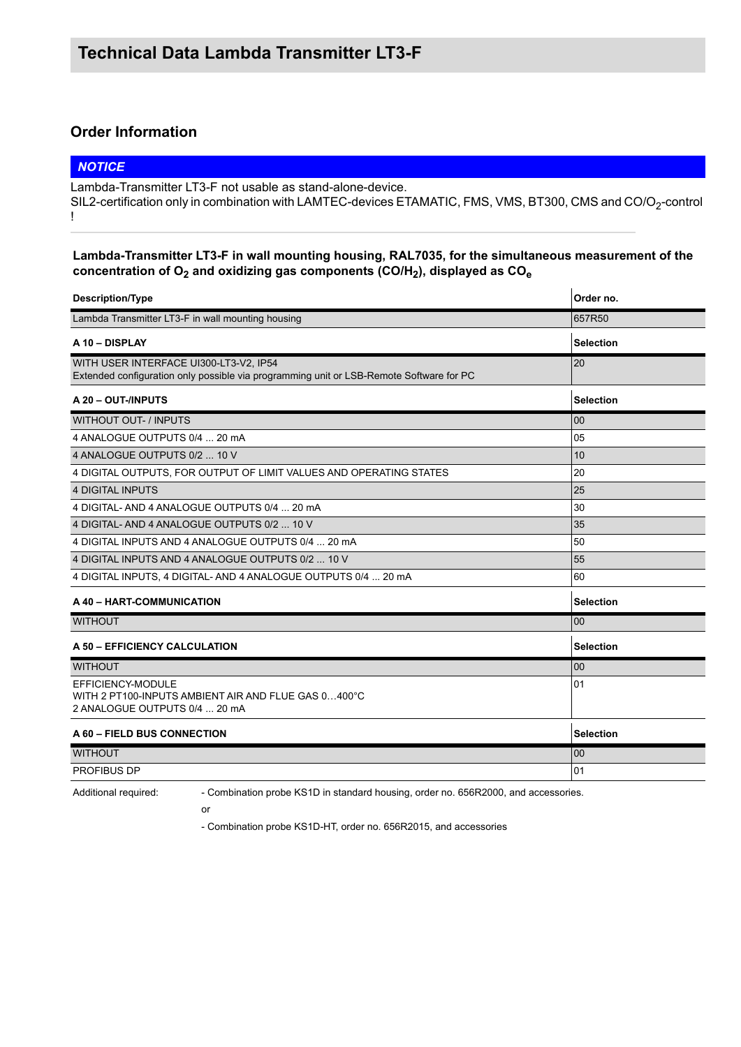# Technical Data Lambda Transmitter LT3-F

## Order Information

***NOTICE***

Lambda-Transmitter LT3-F not usable as stand-alone-device.
SIL2-certification only in combination with LAMTEC-devices ETAMATIC, FMS, VMS, BT300, CMS and $CO/O_2$-control !

**Lambda-Transmitter LT3-F in wall mounting housing, RAL7035, for the simultaneous measurement of the concentration of $O_2$ and oxidizing gas components ($CO/H_2$), displayed as $CO_e$**

| Description/Type | Order no. |
|---|---|
| Lambda Transmitter LT3-F in wall mounting housing | 657R50 |
| **A 10 – DISPLAY** | **Selection** |
| WITH USER INTERFACE UI300-LT3-V2, IP54<br>Extended configuration only possible via programming unit or LSB-Remote Software for PC | 20 |
| **A 20 – OUT-/INPUTS** | **Selection** |
| WITHOUT OUT- / INPUTS | 00 |
| 4 ANALOGUE OUTPUTS 0/4 ... 20 mA | 05 |
| 4 ANALOGUE OUTPUTS 0/2 ... 10 V | 10 |
| 4 DIGITAL OUTPUTS, FOR OUTPUT OF LIMIT VALUES AND OPERATING STATES | 20 |
| 4 DIGITAL INPUTS | 25 |
| 4 DIGITAL- AND 4 ANALOGUE OUTPUTS 0/4 ... 20 mA | 30 |
| 4 DIGITAL- AND 4 ANALOGUE OUTPUTS 0/2 ... 10 V | 35 |
| 4 DIGITAL INPUTS AND 4 ANALOGUE OUTPUTS 0/4 ... 20 mA | 50 |
| 4 DIGITAL INPUTS AND 4 ANALOGUE OUTPUTS 0/2 ... 10 V | 55 |
| 4 DIGITAL INPUTS, 4 DIGITAL- AND 4 ANALOGUE OUTPUTS 0/4 ... 20 mA | 60 |
| **A 40 – HART-COMMUNICATION** | **Selection** |
| WITHOUT | 00 |
| **A 50 – EFFICIENCY CALCULATION** | **Selection** |
| WITHOUT | 00 |
| EFFICIENCY-MODULE<br>WITH 2 PT100-INPUTS AMBIENT AIR AND FLUE GAS 0…400°C<br>2 ANALOGUE OUTPUTS 0/4 ... 20 mA | 01 |
| **A 60 – FIELD BUS CONNECTION** | **Selection** |
| WITHOUT | 00 |
| PROFIBUS DP | 01 |

Additional required:
- Combination probe KS1D in standard housing, order no. 656R2000, and accessories.

or

- Combination probe KS1D-HT, order no. 656R2015, and accessories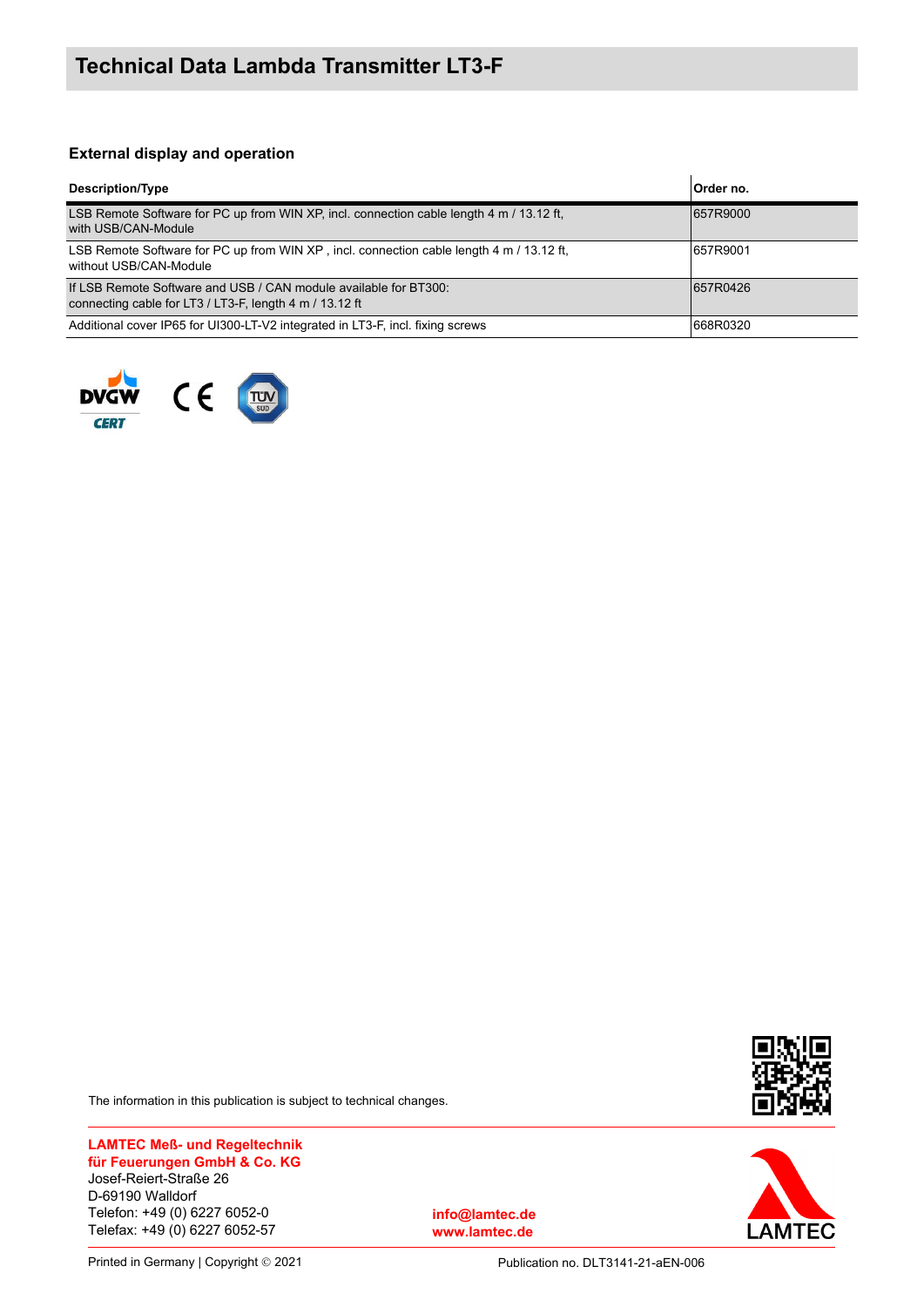# Technical Data Lambda Transmitter LT3-F

### External display and operation

| Description/Type | Order no. |
| --- | --- |
| LSB Remote Software for PC up from WIN XP, incl. connection cable length 4 m / 13.12 ft, with USB/CAN-Module | 657R9000 |
| LSB Remote Software for PC up from WIN XP , incl. connection cable length 4 m / 13.12 ft, without USB/CAN-Module | 657R9001 |
| If LSB Remote Software and USB / CAN module available for BT300: connecting cable for LT3 / LT3-F, length 4 m / 13.12 ft | 657R0426 |
| Additional cover IP65 for UI300-LT-V2 integrated in LT3-F, incl. fixing screws | 668R0320 |

The information in this publication is subject to technical changes.

**LAMTEC Meß- und Regeltechnik**
**für Feuerungen GmbH & Co. KG**
Josef-Reiert-Straße 26
D-69190 Walldorf
Telefon: +49 (0) 6227 6052-0
Telefax: +49 (0) 6227 6052-57

**info@lamtec.de**
**www.lamtec.de**

Printed in Germany | Copyright © 2021

Publication no. DLT3141-21-aEN-006